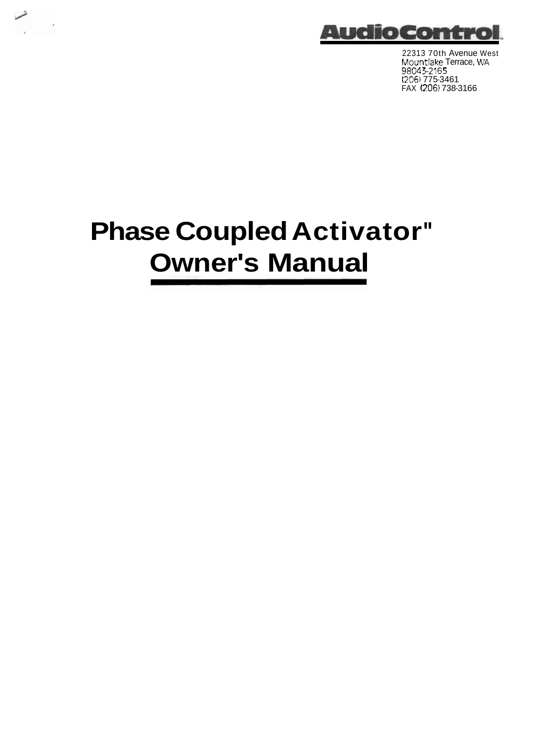AudioControl

22313 70th Avenue West
Mountlake Terrace, WA
98043-2165
(206) 775-3461
FAX (206) 738-3166

# Phase Coupled Activator"
# Owner's Manual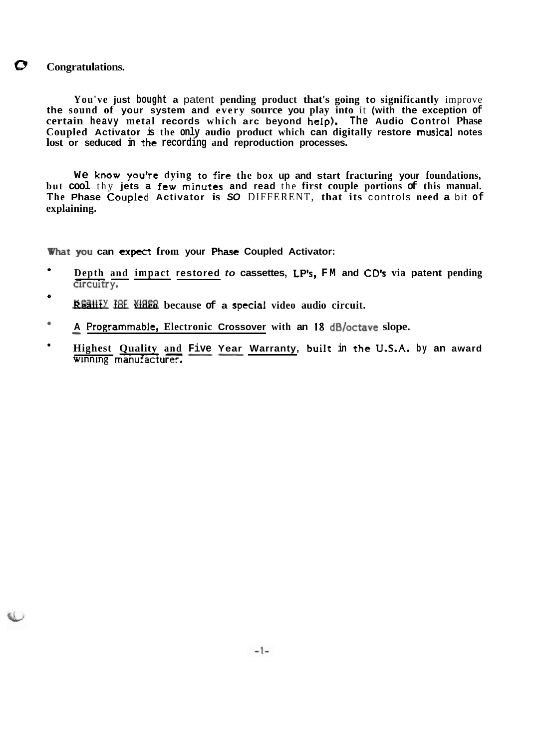# Congratulations.

You've just bought a patent pending product that's going to significantly improve the sound of your system and every source you play into it (with the exception of certain heavy metal records which arc beyond help). The Audio Control Phase Coupled Activator is the only audio product which can digitally restore musical notes lost or seduced in the recording and reproduction processes.

We know you're dying to fire the box up and start fracturing your foundations, but cool thy jets a few minutes and read the first couple portions of this manual. The Phase Coupled Activator is SO DIFFERENT, that its controls need a bit of explaining.

## What you can expect from your Phase Coupled Activator:

- Depth and impact restored *to* cassettes, LP's, FM and CD's via patent pending circuitry.
- Reality for video because of a special video audio circuit.
- A Programmable, Electronic Crossover with an 18 dB/octave slope.
- Highest Quality and Five Year Warranty, built in the U.S.A. by an award winning manufacturer.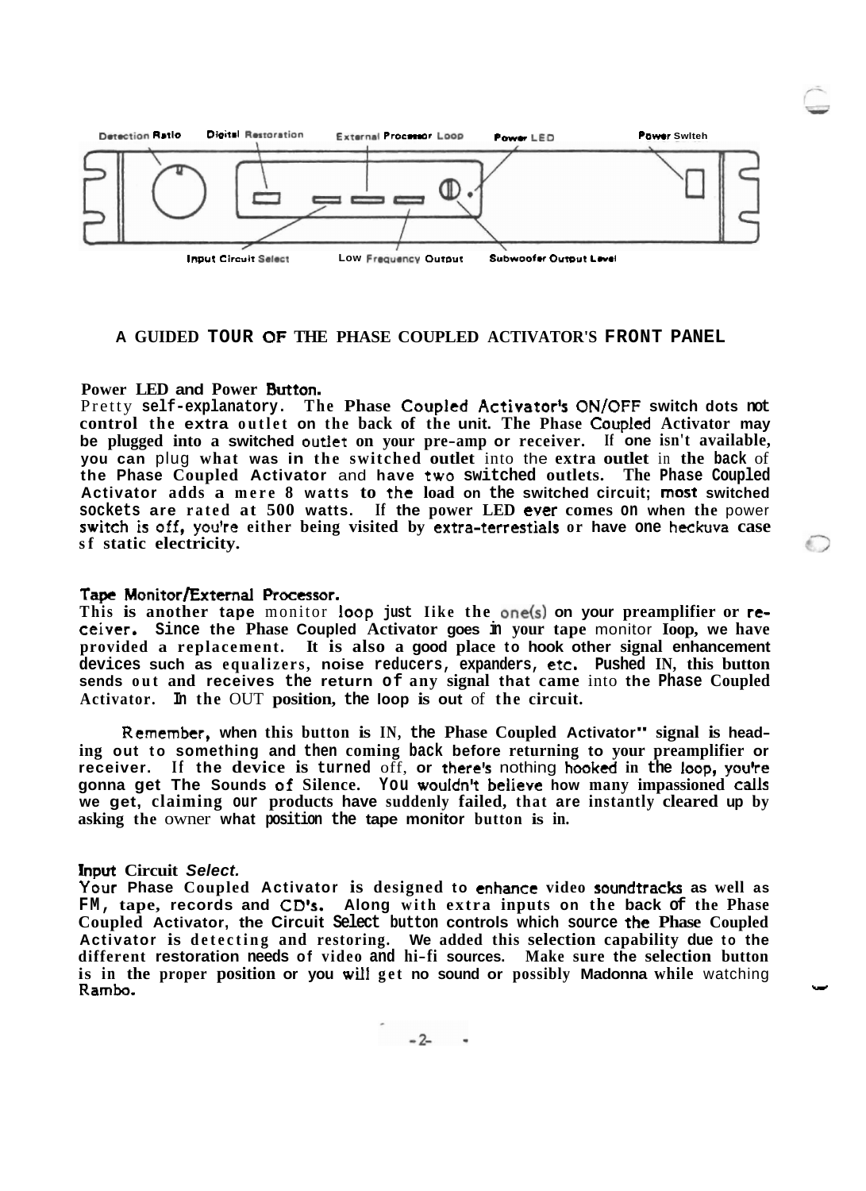Detection Ratio | Digital Restoration | External Processor Loop | Power LED | Power Switch

Input Circuit Select | Low Frequency Output | Subwoofer Output Level

## A GUIDED TOUR OF THE PHASE COUPLED ACTIVATOR'S FRONT PANEL

**Power LED and Power Button.**
Pretty self-explanatory. The Phase Coupled Activator's ON/OFF switch dots not control the extra outlet on the back of the unit. The Phase Coupled Activator may be plugged into a switched outlet on your pre-amp or receiver. If one isn't available, you can plug what was in the switched outlet into the extra outlet in the back of the Phase Coupled Activator and have two switched outlets. The Phase Coupled Activator adds a mere 8 watts to the load on the switched circuit; most switched sockets are rated at 500 watts. If the power LED ever comes on when the power switch is off, you're either being visited by extra-terrestials or have one heckuva case sf static electricity.

**Tape Monitor/External Processor.**
This is another tape monitor loop just Iike the one(s) on your preamplifier or receiver. Since the Phase Coupled Activator goes in your tape monitor Ioop, we have provided a replacement. It is also a good place to hook other signal enhancement devices such as equalizers, noise reducers, expanders, etc. Pushed IN, this button sends out and receives the return of any signal that came into the Phase Coupled Activator. In the OUT position, the loop is out of the circuit.

Remember, when this button is IN, the Phase Coupled Activator" signal is heading out to something and then coming back before returning to your preamplifier or receiver. If the device is turned off, or there's nothing hooked in the loop, you're gonna get The Sounds of Silence. You wouldn't believe how many impassioned calls we get, claiming our products have suddenly failed, that are instantly cleared up by asking the owner what position the tape monitor button is in.

**Input Circuit *Select.***
Your Phase Coupled Activator is designed to enhance video soundtracks as well as FM, tape, records and CD's. Along with extra inputs on the back of the Phase Coupled Activator, the Circuit Select button controls which source the Phase Coupled Activator is detecting and restoring. We added this selection capability due to the different restoration needs of video and hi-fi sources. Make sure the selection button is in the proper position or you will get no sound or possibly Madonna while watching Rambo.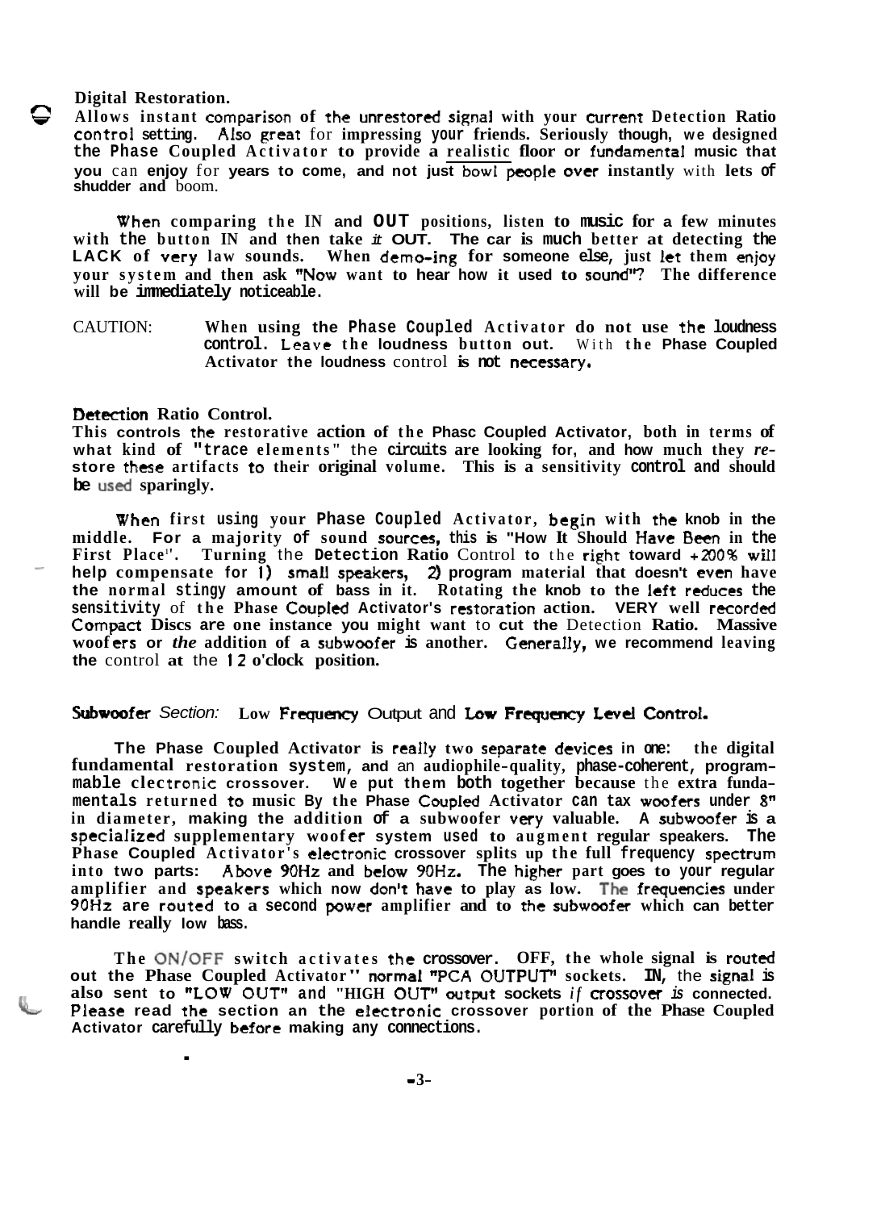**Digital Restoration.**

Allows instant comparison of the unrestored signal with your current Detection Ratio control setting. Also great for impressing your friends. Seriously though, we designed the Phase Coupled Activator to provide a realistic floor or fundamental music that you can enjoy for years to come, and not just bowl people over instantly with lets of shudder and boom.

When comparing the IN and OUT positions, listen to music for a few minutes with the button IN and then take it OUT. The car is much better at detecting the LACK of very law sounds. When demo-ing for someone else, just let them enjoy your system and then ask "Now want to hear how it used to sound"? The difference will be immediately noticeable.

CAUTION: When using the Phase Coupled Activator do not use the loudness control. Leave the loudness button out. With the Phase Coupled Activator the loudness control is not necessary.

**Detection Ratio Control.**

This controls the restorative action of the Phasc Coupled Activator, both in terms of what kind of "trace elements" the circuits are looking for, and how much they *re-*store these artifacts to their original volume. This is a sensitivity control and should be used sparingly.

When first using your Phase Coupled Activator, begin with the knob in the middle. For a majority of sound sources, this is "How It Should Have Been in the First Place". Turning the Detection Ratio Control to the right toward +200% will help compensate for 1) small speakers, 2) program material that doesn't even have the normal stingy amount of bass in it. Rotating the knob to the left reduces the sensitivity of the Phase Coupled Activator's restoration action. VERY well recorded Compact Discs are one instance you might want to cut the Detection Ratio. Massive woofers or *the* addition of a subwoofer is another. Generally, we recommend leaving the control at the 12 o'clock position.

**Subwoofer** *Section:* **Low Frequency Output and Low Frequency Level Control.**

The Phase Coupled Activator is really two separate devices in one: the digital fundamental restoration system, and an audiophile-quality, phase-coherent, programmable clectronic crossover. We put them both together because the extra fundamentals returned to music By the Phase Coupled Activator can tax woofers under 8" in diameter, making the addition of a subwoofer very valuable. A subwoofer is a specialized supplementary woofer system used to augment regular speakers. The Phase Coupled Activator's electronic crossover splits up the full frequency spectrum into two parts: Above 90Hz and below 90Hz. The higher part goes to your regular amplifier and speakers which now don't have to play as low. The frequencies under 90Hz are routed to a second power amplifier and to the subwoofer which can better handle really low bass.

The ON/OFF switch activates the crossover. OFF, the whole signal is routed out the Phase Coupled Activator" normal "PCA OUTPUT" sockets. IN, the signal is also sent to "LOW OUT" and "HIGH OUT" output sockets *if crossover is* connected. Please read the section an the electronic crossover portion of the Phase Coupled Activator carefully before making any connections.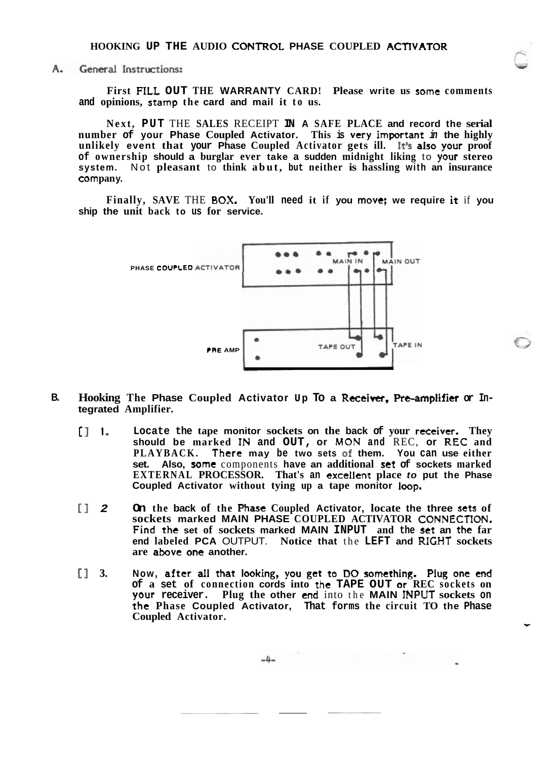## HOOKING UP THE AUDIO CONTROL PHASE COUPLED ACTIVATOR

### A. General Instructions:

First FILL OUT THE WARRANTY CARD! Please write us some comments and opinions, stamp the card and mail it to us.

Next, PUT THE SALES RECEIPT IN A SAFE PLACE and record the serial number of your Phase Coupled Activator. This is very important in the highly unlikely event that your Phase Coupled Activator gets ill. It's also your proof of ownership should a burglar ever take a sudden midnight liking to your stereo system. Not pleasant to think abut, but neither is hassling with an insurance company.

Finally, SAVE THE BOX. You'll need it if you move; we require it if you ship the unit back to us for service.

PHASE COUPLED ACTIVATOR — MAIN IN — MAIN OUT

PRE AMP — TAPE OUT — TAPE IN

### B. Hooking The Phase Coupled Activator Up To a Receiver, Pre-amplifier or Integrated Amplifier.

[] 1. Locate the tape monitor sockets on the back of your receiver. They should be marked IN and OUT, or MON and REC, or REC and PLAYBACK. There may be two sets of them. You can use either set. Also, some components have an additional set of sockets marked EXTERNAL PROCESSOR. That's an excellent place *to* put the Phase Coupled Activator without tying up a tape monitor loop.

[] 2 On the back of the Phase Coupled Activator, locate the three sets of sockets marked MAIN PHASE COUPLED ACTIVATOR CONNECTION. Find the set of sockets marked MAIN INPUT and the set an the far end labeled PCA OUTPUT. Notice that the LEFT and RIGHT sockets are above one another.

[] 3. Now, after all that looking, you get to DO something. Plug one end of a set of connection cords into the TAPE OUT or REC sockets on your receiver. Plug the other end into the MAIN INPUT sockets on the Phase Coupled Activator, That forms the circuit TO the Phase Coupled Activator.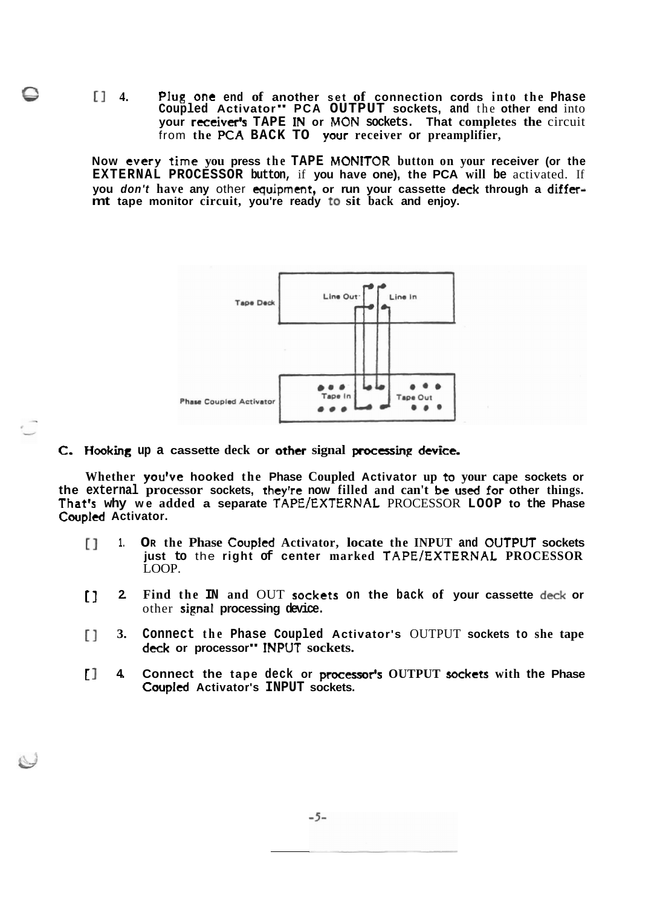[] 4. Plug one end of another set of connection cords into the Phase Coupled Activator" PCA OUTPUT sockets, and the other end into your receiver's TAPE IN or MON sockets. That completes the circuit from the PCA BACK TO your receiver or preamplifier,

Now every time you press the TAPE MONITOR button on your receiver (or the EXTERNAL PROCESSOR button, if you have one), the PCA will be activated. If you *don't* have any other equipment, or run your cassette deck through a differmt tape monitor circuit, you're ready to sit back and enjoy.

Tape Deck — Line Out, Line In

Phase Coupled Activator — Tape In, Tape Out

### C. Hooking up a cassette deck or other signal processing device.

Whether you've hooked the Phase Coupled Activator up to your cape sockets or the external processor sockets, they're now filled and can't be used for other things. That's why we added a separate TAPE/EXTERNAL PROCESSOR LOOP to the Phase Coupled Activator.

[] 1. OR the Phase Coupled Activator, locate the INPUT and OUTPUT sockets just to the right of center marked TAPE/EXTERNAL PROCESSOR LOOP.

[] 2. Find the IN and OUT sockets on the back of your cassette deck or other signal processing device.

[] 3. Connect the Phase Coupled Activator's OUTPUT sockets to she tape deck or processor" INPUT sockets.

[] 4. Connect the tape deck or processor's OUTPUT sockets with the Phase Coupled Activator's INPUT sockets.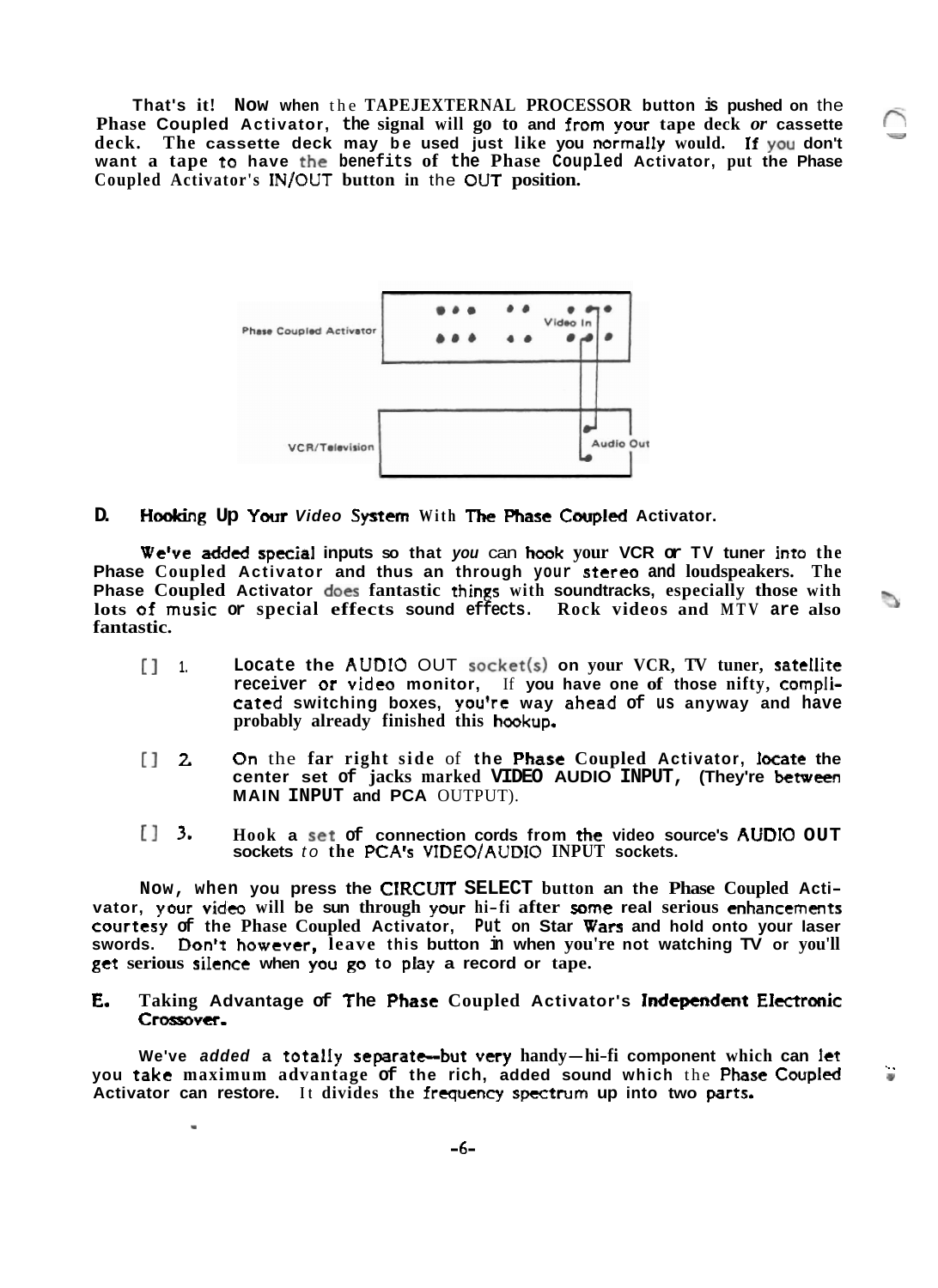That's it! Now when the TAPE/EXTERNAL PROCESSOR button is pushed on the Phase Coupled Activator, the signal will go to and from your tape deck or cassette deck. The cassette deck may be used just like you normally would. If you don't want a tape to have the benefits of the Phase Coupled Activator, put the Phase Coupled Activator's IN/OUT button in the OUT position.

Phase Coupled Activator — Video In

VCR/Television — Audio Out

## D. Hooking Up Your Video System With The Phase Coupled Activator.

We've added special inputs so that you can hook your VCR or TV tuner into the Phase Coupled Activator and thus an through your stereo and loudspeakers. The Phase Coupled Activator does fantastic things with soundtracks, especially those with lots of music or special effects sound effects. Rock videos and MTV are also fantastic.

[] 1. Locate the AUDIO OUT socket(s) on your VCR, TV tuner, satellite receiver or video monitor, If you have one of those nifty, complicated switching boxes, you're way ahead of us anyway and have probably already finished this hookup.

[] 2. On the far right side of the Phase Coupled Activator, locate the center set of jacks marked VIDEO AUDIO INPUT, (They're between MAIN INPUT and PCA OUTPUT).

[] 3. Hook a set of connection cords from the video source's AUDIO OUT sockets to the PCA's VIDEO/AUDIO INPUT sockets.

Now, when you press the CIRCUIT SELECT button an the Phase Coupled Activator, your video will be sun through your hi-fi after some real serious enhancements courtesy of the Phase Coupled Activator, Put on Star Wars and hold onto your laser swords. Don't however, leave this button in when you're not watching TV or you'll get serious silence when you go to play a record or tape.

## E. Taking Advantage of The Phase Coupled Activator's Independent Electronic Crossover.

We've *added* a totally separate--but very handy—hi-fi component which can let you take maximum advantage of the rich, added sound which the Phase Coupled Activator can restore. It divides the frequency spectrum up into two parts.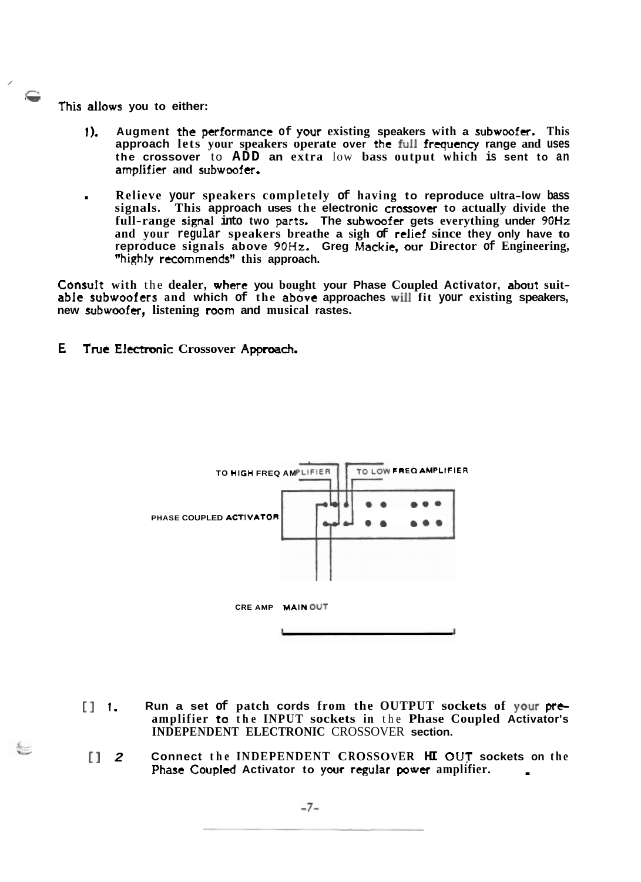This allows you to either:

1). Augment the performance of your existing speakers with a subwoofer. This approach lets your speakers operate over the full frequency range and uses the crossover to ADD an extra low bass output which is sent to an amplifier and subwoofer.

- Relieve your speakers completely of having to reproduce ultra-low bass signals. This approach uses the electronic crossover to actually divide the full-range signal into two parts. The subwoofer gets everything under 90Hz and your regular speakers breathe a sigh of relief since they only have to reproduce signals above 90Hz. Greg Mackie, our Director of Engineering, "highly recommends" this approach.

Consult with the dealer, where you bought your Phase Coupled Activator, about suitable subwoofers and which of the above approaches will fit your existing speakers, new subwoofer, listening room and musical rastes.

## E True Electronic Crossover Approach.

TO HIGH FREQ AMPLIFIER

TO LOW FREQ AMPLIFIER

PHASE COUPLED ACTIVATOR

CRE AMP MAIN OUT

[] 1. Run a set of patch cords from the OUTPUT sockets of your pre-amplifier to the INPUT sockets in the Phase Coupled Activator's INDEPENDENT ELECTRONIC CROSSOVER section.

[] 2 Connect the INDEPENDENT CROSSOVER HI OUT sockets on the Phase Coupled Activator to your regular power amplifier.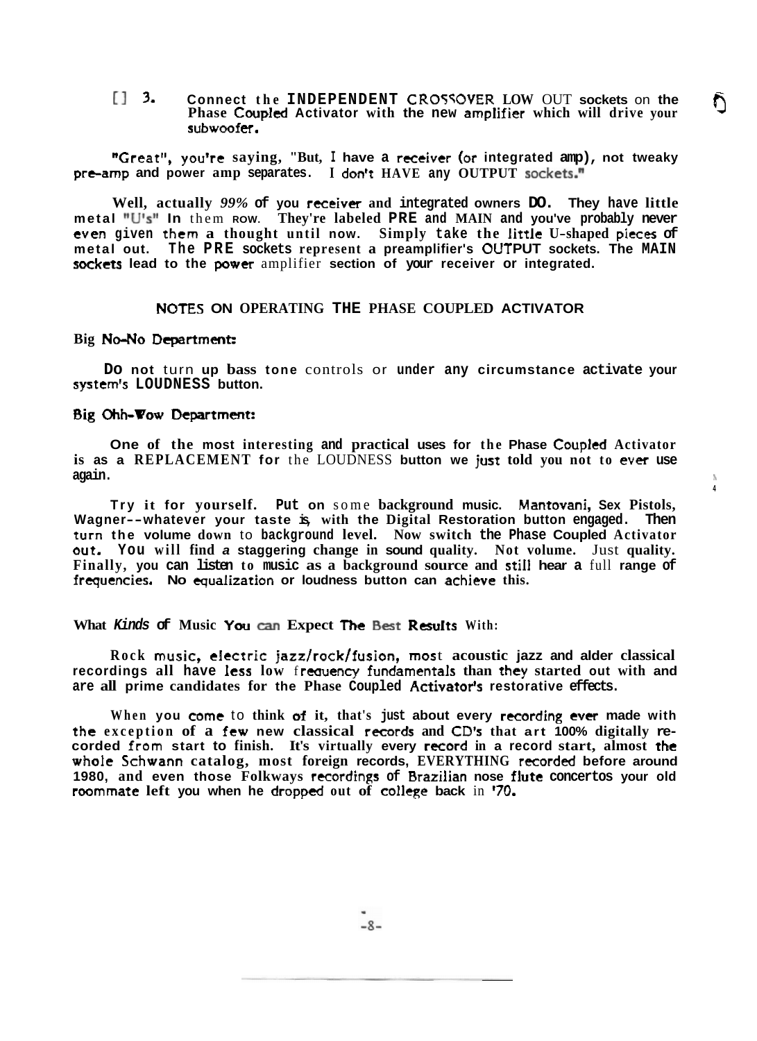[] 3. **Connect the INDEPENDENT CROSSOVER LOW OUT sockets on the Phase Coupled Activator with the new amplifier which will drive your subwoofer.**

"Great", you're saying, "But, I have a receiver (or integrated amp), not tweaky pre-amp and power amp separates. I don't HAVE any OUTPUT sockets."

Well, actually *99%* of you receiver and integrated owners DO. They have little metal "U's" In them ROW. They're labeled PRE and MAIN and you've probably never even given them a thought until now. Simply take the little U-shaped pieces of metal out. The PRE sockets represent a preamplifier's OUTPUT sockets. The MAIN sockets lead to the power amplifier section of your receiver or integrated.

## NOTES ON OPERATING THE PHASE COUPLED ACTIVATOR

### Big No-No Department:

**Do not turn up bass tone controls or under any circumstance activate your system's LOUDNESS button.**

### Big Ohh-Wow Department:

One of the most interesting and practical uses for the Phase Coupled Activator is as a REPLACEMENT for the LOUDNESS button we just told you not to ever use again.

Try it for yourself. Put on some background music. Mantovani, Sex Pistols, Wagner--whatever your taste is, with the Digital Restoration button engaged. Then turn the volume down to background level. Now switch the Phase Coupled Activator out. You will find a staggering change in sound quality. Not volume. Just quality. Finally, you can listen to music as a background source and still hear a full range of frequencies. No equalization or loudness button can achieve this.

### What *Kinds* of Music You can Expect The Best Results With:

Rock music, electric jazz/rock/fusion, most acoustic jazz and alder classical recordings all have less low frequency fundamentals than they started out with and are all prime candidates for the Phase Coupled Activator's restorative effects.

When you come to think of it, that's just about every recording ever made with the exception of a few new classical records and CD's that art 100% digitally recorded from start to finish. It's virtually every record in a record start, almost the whole Schwann catalog, most foreign records, EVERYTHING recorded before around 1980, and even those Folkways recordings of Brazilian nose flute concertos your old roommate left you when he dropped out of college back in '70.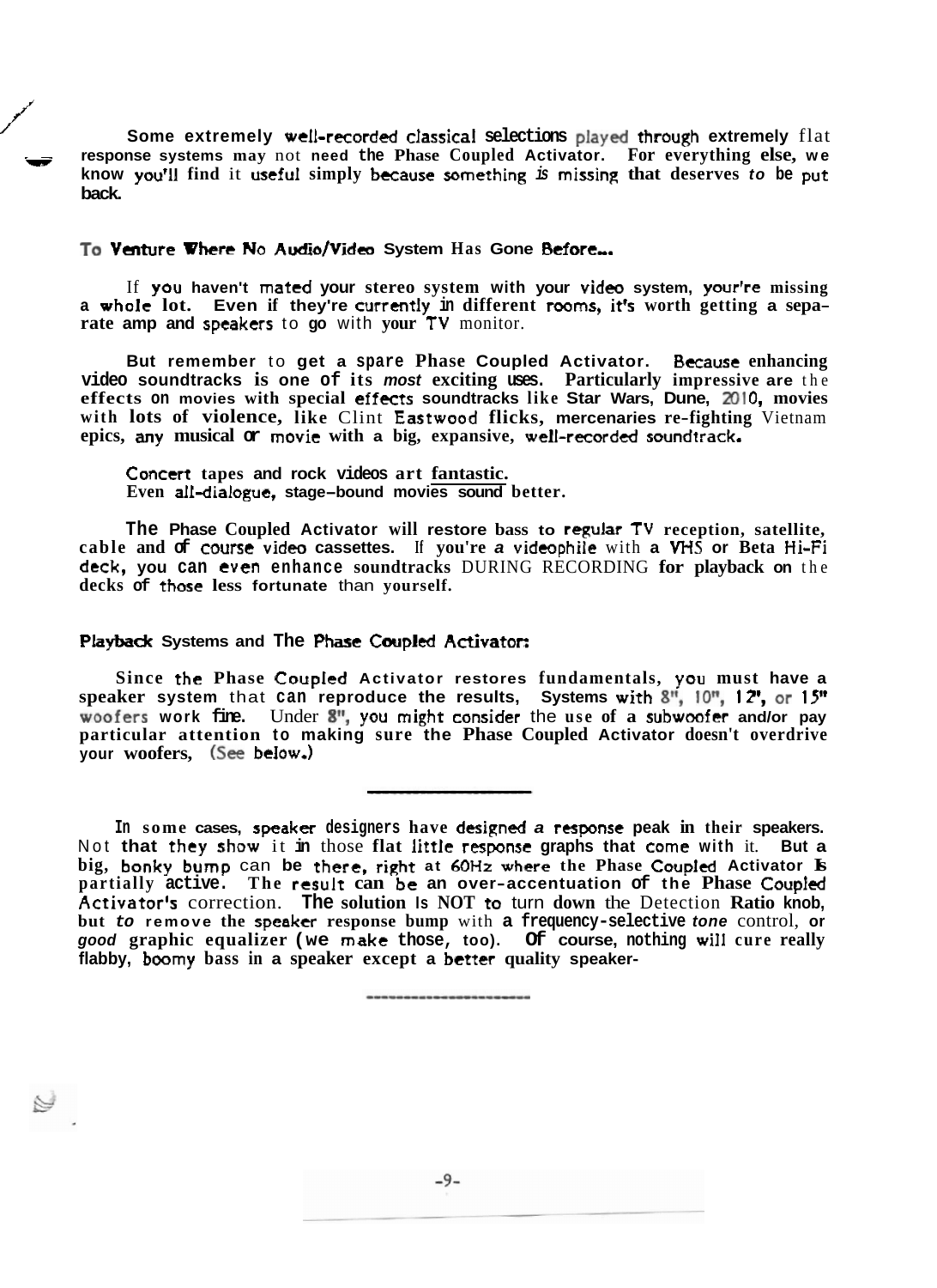Some extremely well-recorded classical selections played through extremely flat response systems may not need the Phase Coupled Activator. For everything else, we know you'll find it useful simply because something is missing that deserves to be put back.

### To Venture Where No Audio/Video System Has Gone Before...

If you haven't mated your stereo system with your video system, your're missing a whole lot. Even if they're currently in different rooms, it's worth getting a separate amp and speakers to go with your TV monitor.

But remember to get a spare Phase Coupled Activator. Because enhancing video soundtracks is one of its *most* exciting uses. Particularly impressive are the effects on movies with special effects soundtracks like Star Wars, Dune, 2010, movies with lots of violence, like Clint Eastwood flicks, mercenaries re-fighting Vietnam epics, any musical or movie with a big, expansive, well-recorded soundtrack.

Concert tapes and rock videos art fantastic.
Even all-dialogue, stage-bound movies sound better.

The Phase Coupled Activator will restore bass to regular TV reception, satellite, cable and of course video cassettes. If you're a videophile with a VHS or Beta Hi-Fi deck, you can even enhance soundtracks DURING RECORDING for playback on the decks of those less fortunate than yourself.

### Playback Systems and The Phase Coupled Activator:

Since the Phase Coupled Activator restores fundamentals, you must have a speaker system that can reproduce the results, Systems with 8", 10", 12", or 15" woofers work fine. Under 8", you might consider the use of a subwoofer and/or pay particular attention to making sure the Phase Coupled Activator doesn't overdrive your woofers, (See below.)

---

In some cases, speaker designers have designed a response peak in their speakers. Not that they show it in those flat little response graphs that come with it. But a big, bonky bump can be there, right at 60Hz where the Phase Coupled Activator Is partially active. The result can be an over-accentuation of the Phase Coupled Activator's correction. The solution Is NOT to turn down the Detection Ratio knob, but *to* remove the speaker response bump with a frequency-selective *tone* control, or *good* graphic equalizer (we make those, too). Of course, nothing will cure really flabby, boomy bass in a speaker except a better quality speaker-

---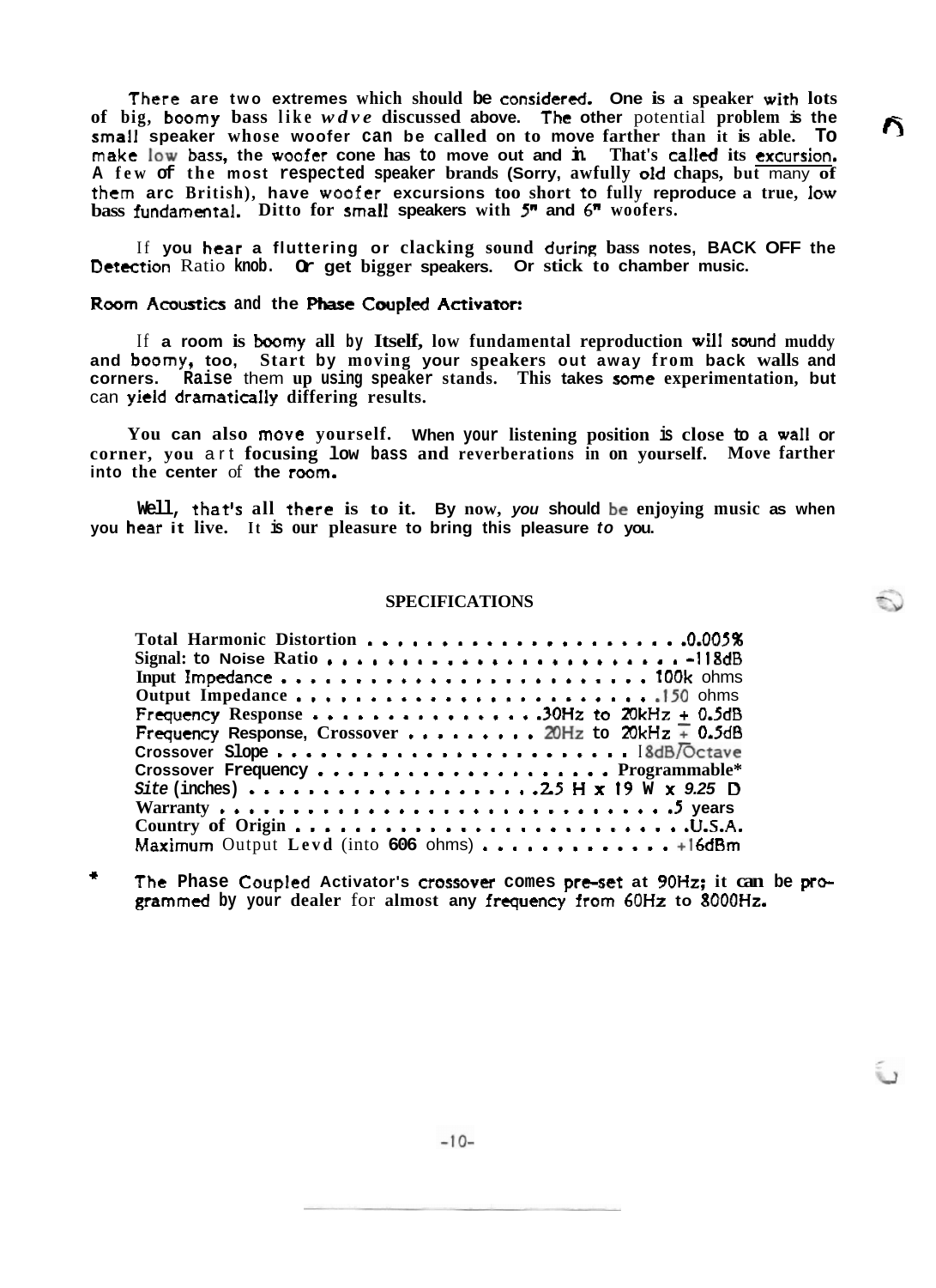There are two extremes which should be considered. One is a speaker with lots of big, boomy bass like *wdve* discussed above. The other potential problem is the small speaker whose woofer can be called on to move farther than it is able. To make low bass, the woofer cone has to move out and in. That's called its excursion. A few of the most respected speaker brands (Sorry, awfully old chaps, but many of them arc British), have woofer excursions too short to fully reproduce a true, low bass fundamental. Ditto for small speakers with 5" and 6" woofers.

If you hear a fluttering or clacking sound during bass notes, BACK OFF the Detection Ratio knob. Or get bigger speakers. Or stick to chamber music.

**Room Acoustics and the Phase Coupled Activator:**

If a room is boomy all by Itself, low fundamental reproduction will sound muddy and boomy, too, Start by moving your speakers out away from back walls and corners. Raise them up using speaker stands. This takes some experimentation, but can yield dramatically differing results.

You can also move yourself. When your listening position is close to a wall or corner, you art focusing low bass and reverberations in on yourself. Move farther into the center of the room.

Well, that's all there is to it. By now, *you* should be enjoying music as when you hear it live. It is our pleasure to bring this pleasure *to* you.

## SPECIFICATIONS

Total Harmonic Distortion . . . . . . . . . . . . . . . . . . . . . .0.005%
Signal: to Noise Ratio . . . . . . . . . . . . . . . . . . . . . . . . -118dB
Input Impedance . . . . . . . . . . . . . . . . . . . . . . . . . 100k ohms
Output Impedance . . . . . . . . . . . . . . . . . . . . . . . . .150 ohms
Frequency Response . . . . . . . . . . . . . . . .30Hz to 20kHz ± 0.5dB
Frequency Response, Crossover . . . . . . . . . 20Hz to 20kHz ± 0.5dB
Crossover Slope . . . . . . . . . . . . . . . . . . . . . . . 18dB/Octave
Crossover Frequency . . . . . . . . . . . . . . . . . . . . Programmable*
*Site* (inches) . . . . . . . . . . . . . . . . . . . .2.5 H x 19 W x *9.25* D
Warranty . . . . . . . . . . . . . . . . . . . . . . . . . . . . . .5 years
Country of Origin . . . . . . . . . . . . . . . . . . . . . . . . . .U.S.A.
Maximum Output Levd (into 606 ohms) . . . . . . . . . . . . . +16dBm

\* The Phase Coupled Activator's crossover comes pre-set at 90Hz; it can be programmed by your dealer for almost any frequency from 60Hz to 8000Hz.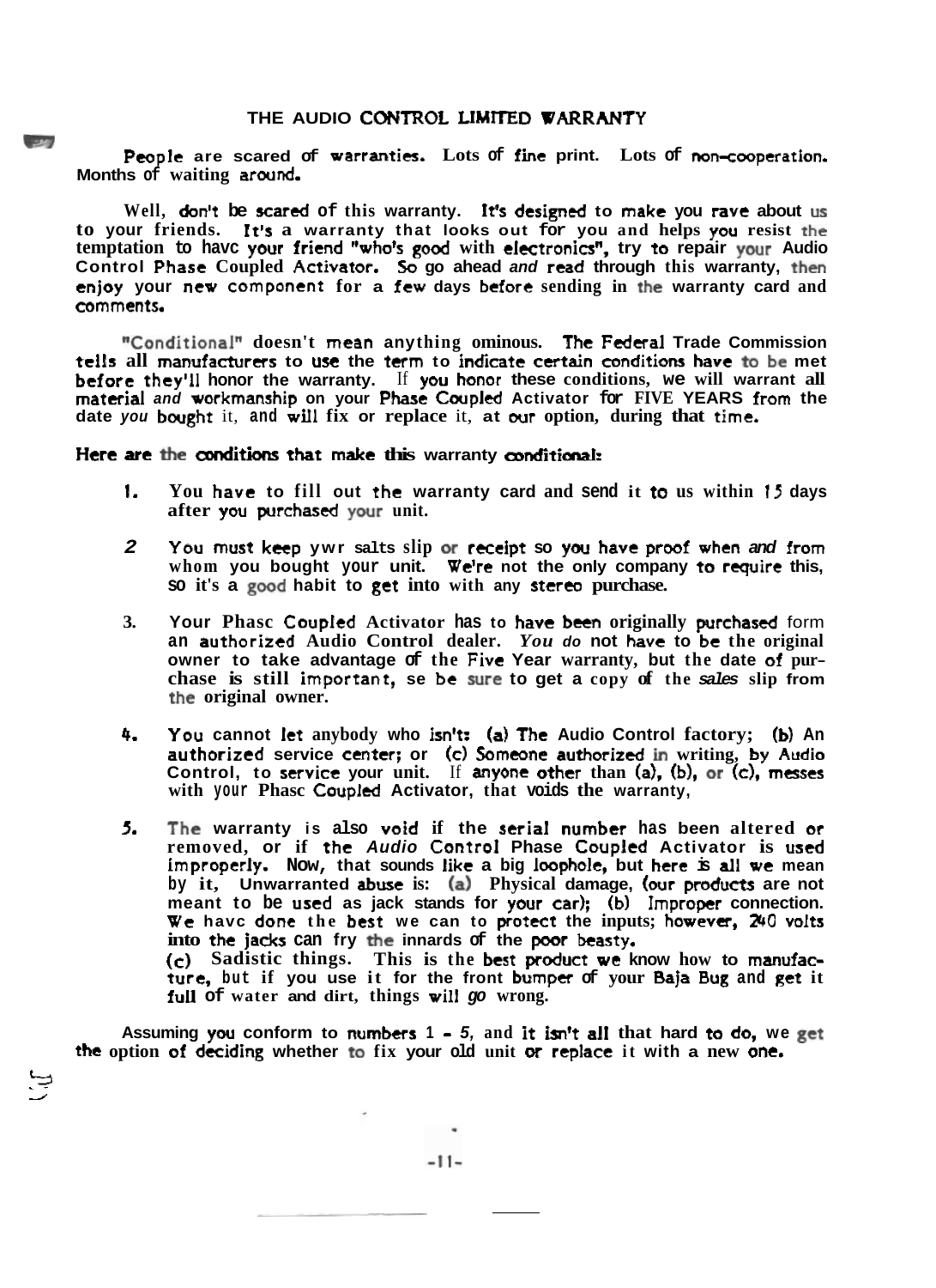## THE AUDIO CONTROL LIMITED WARRANTY

People are scared of warranties. Lots of fine print. Lots of non-cooperation. Months of waiting around.

Well, don't be scared of this warranty. It's designed to make you rave about us to your friends. It's a warranty that looks out for you and helps you resist the temptation to havc your friend "who's good with electronics", try to repair your Audio Control Phase Coupled Activator. So go ahead *and* read through this warranty, then enjoy your new component for a few days before sending in the warranty card and comments.

"Conditional" doesn't mean anything ominous. The Federal Trade Commission tells all manufacturers to use the term to indicate certain conditions have to be met before they'll honor the warranty. If you honor these conditions, we will warrant all material *and* workmanship on your Phase Coupled Activator for FIVE YEARS from the date *you* bought it, and will fix or replace it, at our option, during that time.

Here are the conditions that make this warranty conditional:

1. You have to fill out the warranty card and send it to us within 15 days after you purchased your unit.

2. You must keep ywr salts slip or receipt so you have proof when *and* from whom you bought your unit. We're not the only company to require this, so it's a good habit to get into with any stereo purchase.

3. Your Phasc Coupled Activator has to have been originally purchased form an authorized Audio Control dealer. *You do* not have to be the original owner to take advantage of the Five Year warranty, but the date of purchase is still important, se be sure to get a copy of the *sales* slip from the original owner.

4. You cannot let anybody who isn't: (a) The Audio Control factory; (b) An authorized service center; or (c) Someone authorized in writing, by Audio Control, to service your unit. If anyone other than (a), (b), or (c), messes with your Phasc Coupled Activator, that voids the warranty,

5. The warranty is also void if the serial number has been altered or removed, or if the *Audio* Control Phase Coupled Activator is used improperly. Now, that sounds like a big loophole, but here is all we mean by it, Unwarranted abuse is: (a) Physical damage, (our products are not meant to be used as jack stands for your car); (b) Improper connection. We havc done the best we can to protect the inputs; however, 240 volts into the jacks can fry the innards of the poor beasty.
   (c) Sadistic things. This is the best product we know how to manufacture, but if you use it for the front bumper of your Baja Bug and get it full of water and dirt, things will *go* wrong.

Assuming you conform to numbers 1 - *5,* and it isn't all that hard to do, we get the option of deciding whether to fix your old unit or replace it with a new one.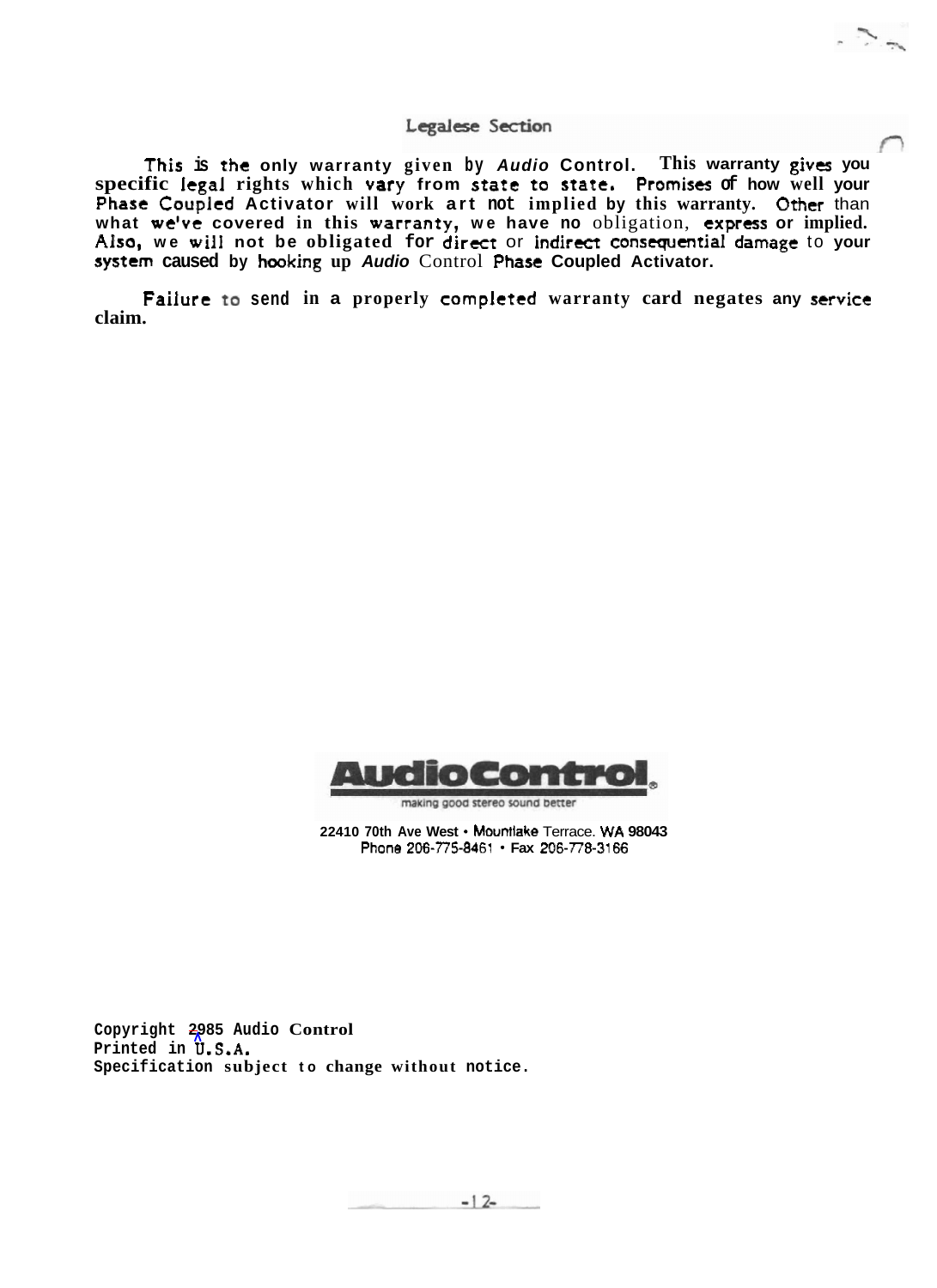## Legalese Section

This is the only warranty given by *Audio* Control. This warranty gives you specific legal rights which vary from state to state. Promises of how well your Phase Coupled Activator will work art not implied by this warranty. Other than what we've covered in this warranty, we have no obligation, express or implied. Also, we will not be obligated for direct or indirect consequential damage to your system caused by hooking up *Audio* Control Phase Coupled Activator.

Failure to send in a properly completed warranty card negates any service claim.

**AudioControl®**
making good stereo sound better

22410 70th Ave West • Mountlake Terrace. WA 98043
Phone 206-775-8461 • Fax 206-778-3166

Copyright 2985 Audio Control
Printed in U.S.A.
Specification subject to change without notice.